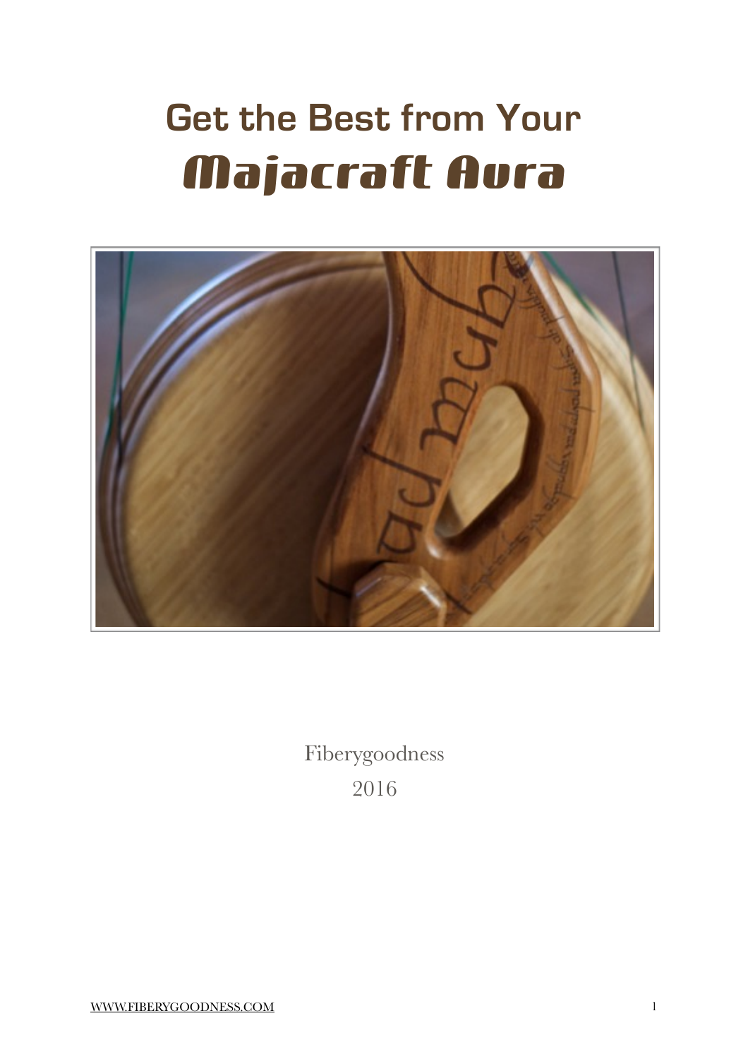# Get the Best from Your *Majacraft Aura*

Fiberygoodness

2016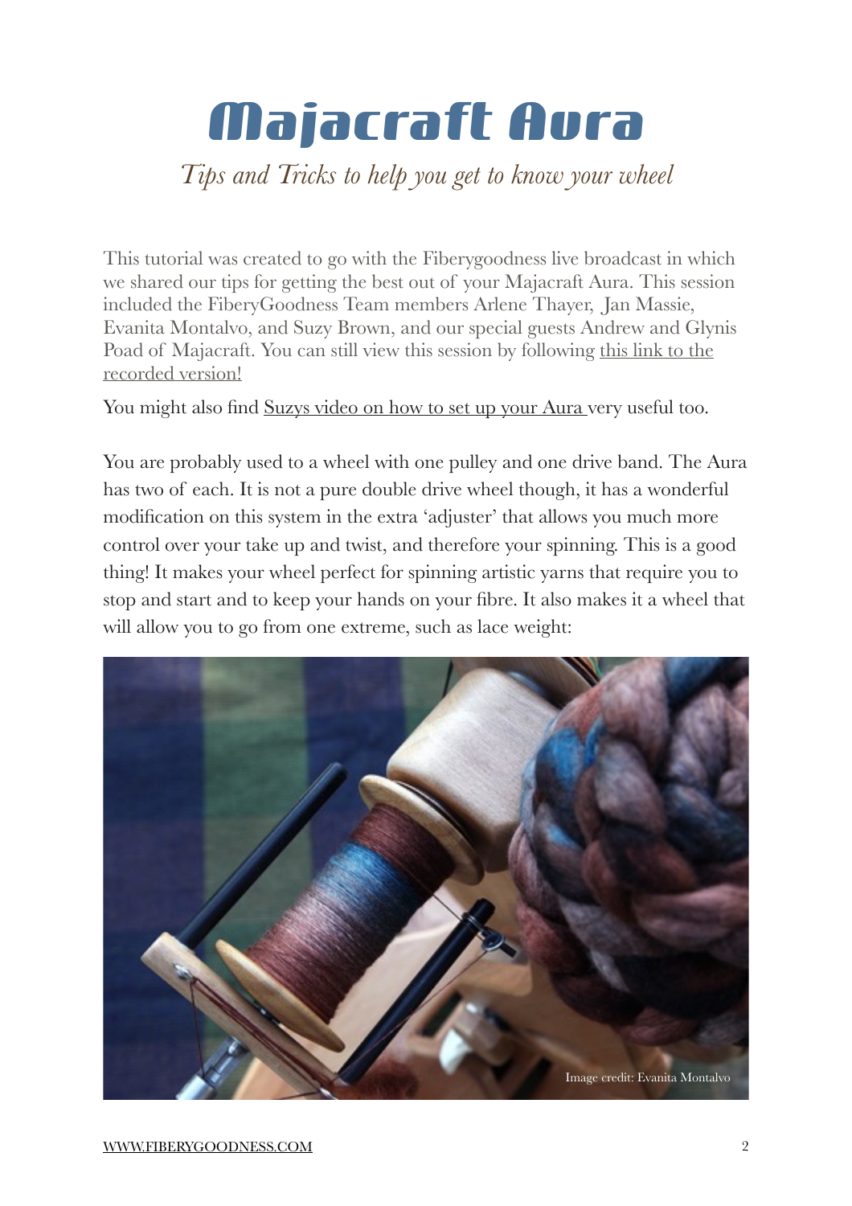# Majacraft Aura

*Tips and Tricks to help you get to know your wheel*

This tutorial was created to go with the Fiberygoodness live broadcast in which we shared our tips for getting the best out of your Majacraft Aura. This session included the FiberyGoodness Team members Arlene Thayer, Jan Massie, Evanita Montalvo, and Suzy Brown, and our special guests Andrew and Glynis Poad of Majacraft. You can still view this session by following this link to the recorded version!

You might also find Suzys video on how to set up your Aura very useful too.

You are probably used to a wheel with one pulley and one drive band. The Aura has two of each. It is not a pure double drive wheel though, it has a wonderful modification on this system in the extra 'adjuster' that allows you much more control over your take up and twist, and therefore your spinning. This is a good thing! It makes your wheel perfect for spinning artistic yarns that require you to stop and start and to keep your hands on your fibre. It also makes it a wheel that will allow you to go from one extreme, such as lace weight:

Image credit: Evanita Montalvo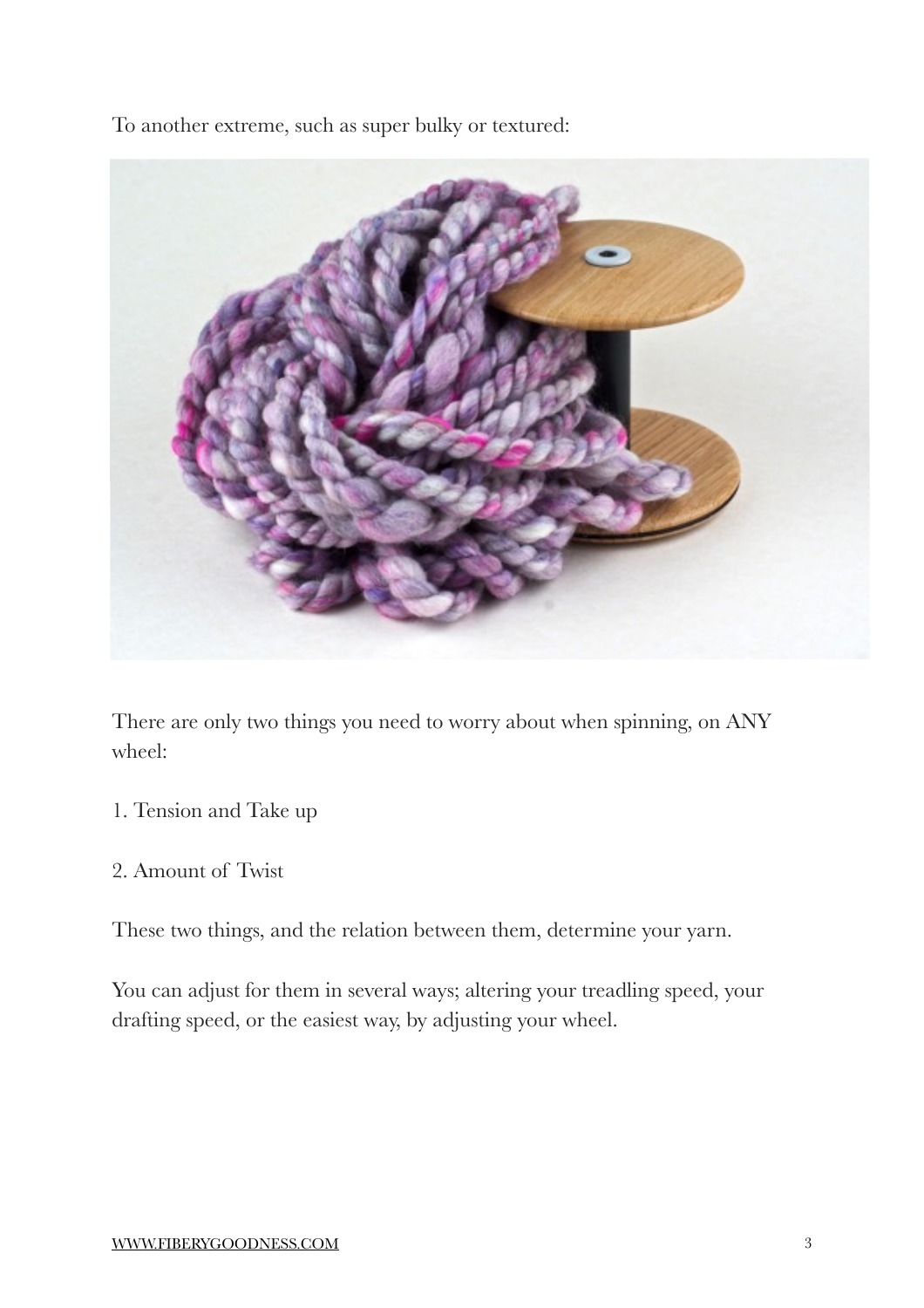To another extreme, such as super bulky or textured:

There are only two things you need to worry about when spinning, on ANY wheel:

1. Tension and Take up

2. Amount of Twist

These two things, and the relation between them, determine your yarn.

You can adjust for them in several ways; altering your treadling speed, your drafting speed, or the easiest way, by adjusting your wheel.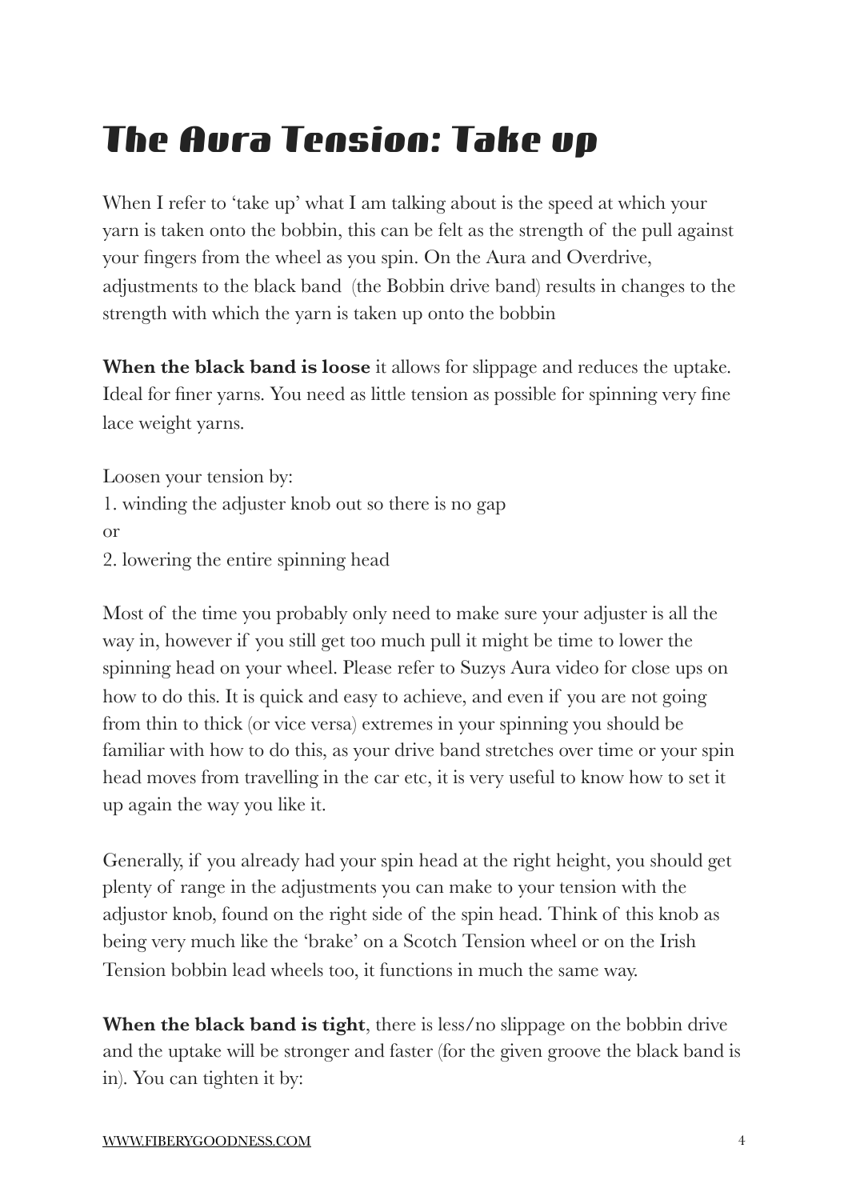# The Aura Tension: Take up

When I refer to 'take up' what I am talking about is the speed at which your yarn is taken onto the bobbin, this can be felt as the strength of the pull against your fingers from the wheel as you spin. On the Aura and Overdrive, adjustments to the black band (the Bobbin drive band) results in changes to the strength with which the yarn is taken up onto the bobbin

**When the black band is loose** it allows for slippage and reduces the uptake. Ideal for finer yarns. You need as little tension as possible for spinning very fine lace weight yarns.

Loosen your tension by:

1. winding the adjuster knob out so there is no gap

or

2. lowering the entire spinning head

Most of the time you probably only need to make sure your adjuster is all the way in, however if you still get too much pull it might be time to lower the spinning head on your wheel. Please refer to Suzys Aura video for close ups on how to do this. It is quick and easy to achieve, and even if you are not going from thin to thick (or vice versa) extremes in your spinning you should be familiar with how to do this, as your drive band stretches over time or your spin head moves from travelling in the car etc, it is very useful to know how to set it up again the way you like it.

Generally, if you already had your spin head at the right height, you should get plenty of range in the adjustments you can make to your tension with the adjustor knob, found on the right side of the spin head. Think of this knob as being very much like the 'brake' on a Scotch Tension wheel or on the Irish Tension bobbin lead wheels too, it functions in much the same way.

**When the black band is tight**, there is less/no slippage on the bobbin drive and the uptake will be stronger and faster (for the given groove the black band is in). You can tighten it by: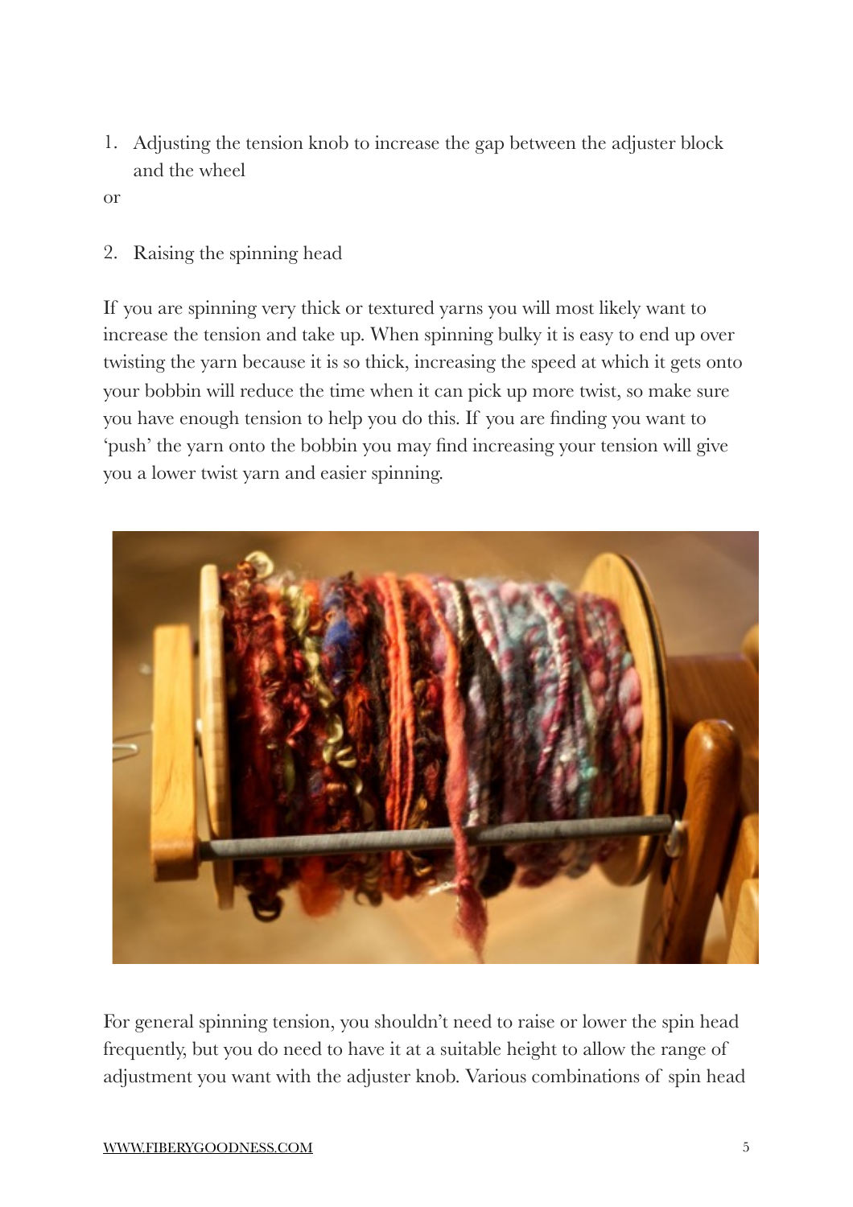1. Adjusting the tension knob to increase the gap between the adjuster block and the wheel

or

2. Raising the spinning head

If you are spinning very thick or textured yarns you will most likely want to increase the tension and take up. When spinning bulky it is easy to end up over twisting the yarn because it is so thick, increasing the speed at which it gets onto your bobbin will reduce the time when it can pick up more twist, so make sure you have enough tension to help you do this. If you are finding you want to 'push' the yarn onto the bobbin you may find increasing your tension will give you a lower twist yarn and easier spinning.

For general spinning tension, you shouldn't need to raise or lower the spin head frequently, but you do need to have it at a suitable height to allow the range of adjustment you want with the adjuster knob. Various combinations of spin head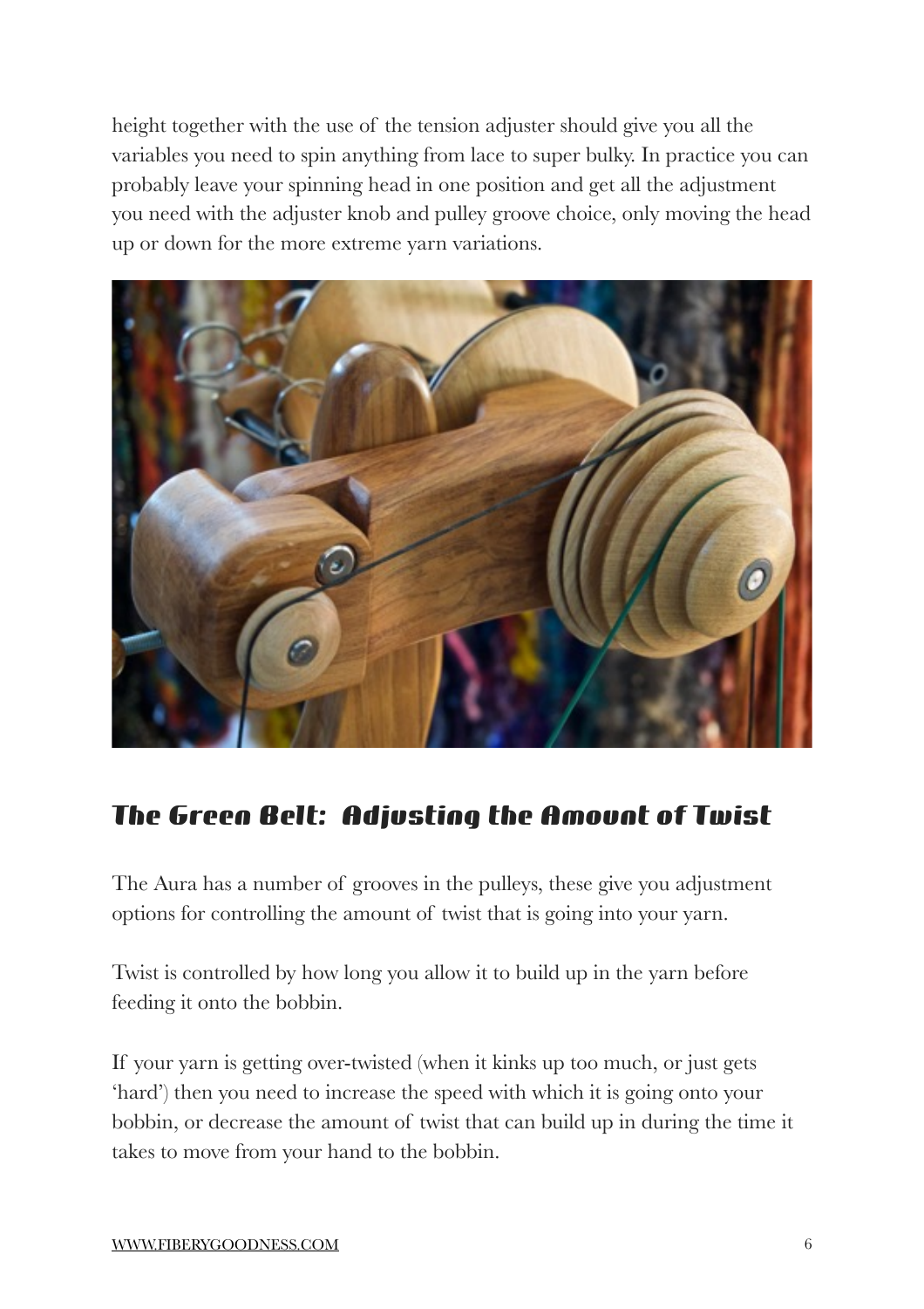height together with the use of the tension adjuster should give you all the variables you need to spin anything from lace to super bulky. In practice you can probably leave your spinning head in one position and get all the adjustment you need with the adjuster knob and pulley groove choice, only moving the head up or down for the more extreme yarn variations.

## The Green Belt: Adjusting the Amount of Twist

The Aura has a number of grooves in the pulleys, these give you adjustment options for controlling the amount of twist that is going into your yarn.

Twist is controlled by how long you allow it to build up in the yarn before feeding it onto the bobbin.

If your yarn is getting over-twisted (when it kinks up too much, or just gets 'hard') then you need to increase the speed with which it is going onto your bobbin, or decrease the amount of twist that can build up in during the time it takes to move from your hand to the bobbin.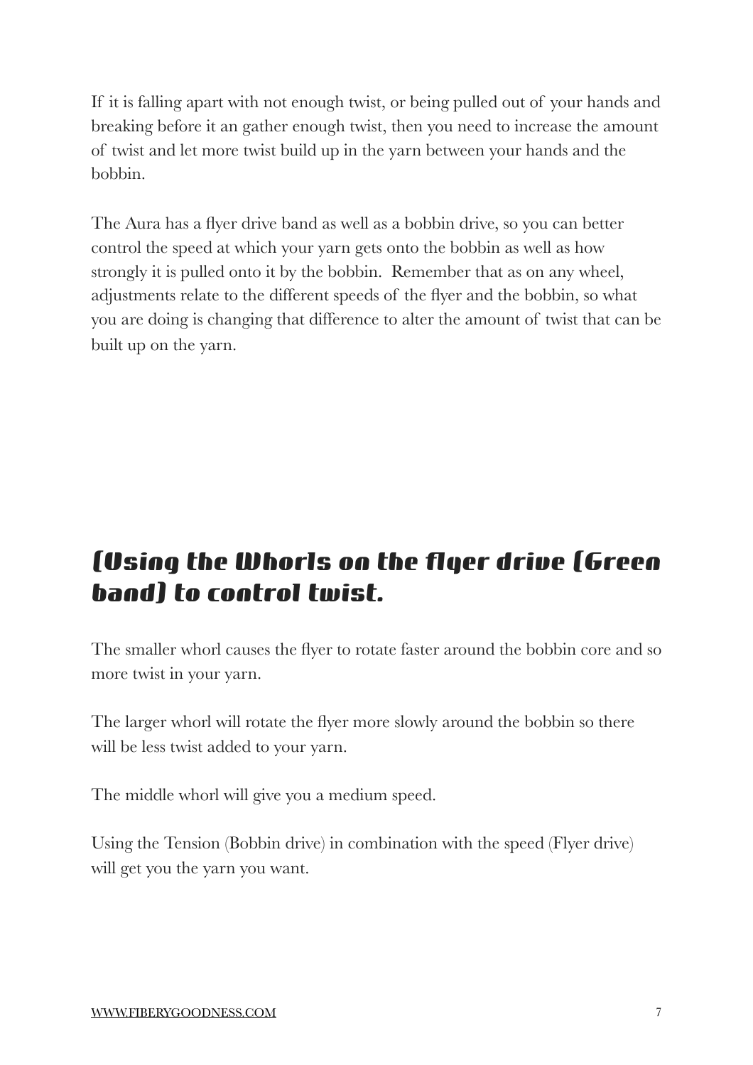If it is falling apart with not enough twist, or being pulled out of your hands and breaking before it an gather enough twist, then you need to increase the amount of twist and let more twist build up in the yarn between your hands and the bobbin.

The Aura has a flyer drive band as well as a bobbin drive, so you can better control the speed at which your yarn gets onto the bobbin as well as how strongly it is pulled onto it by the bobbin.  Remember that as on any wheel, adjustments relate to the different speeds of the flyer and the bobbin, so what you are doing is changing that difference to alter the amount of twist that can be built up on the yarn.

## (Using the Whorls on the flyer drive (Green band) to control twist.

The smaller whorl causes the flyer to rotate faster around the bobbin core and so more twist in your yarn.

The larger whorl will rotate the flyer more slowly around the bobbin so there will be less twist added to your yarn.

The middle whorl will give you a medium speed.

Using the Tension (Bobbin drive) in combination with the speed (Flyer drive) will get you the yarn you want.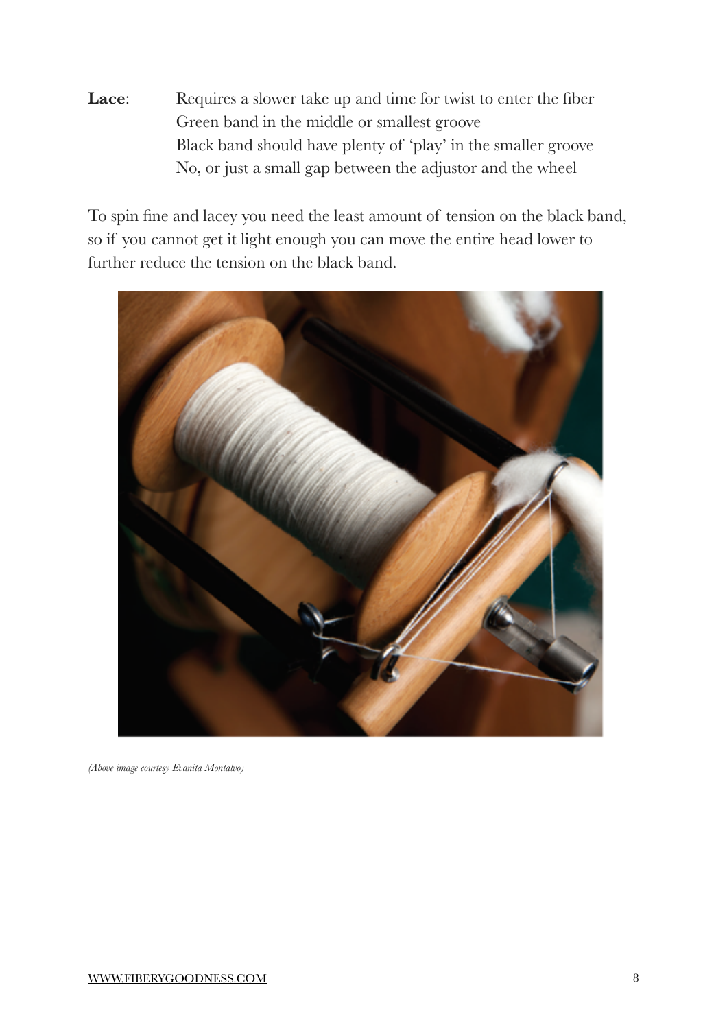**Lace**: Requires a slower take up and time for twist to enter the fiber
Green band in the middle or smallest groove
Black band should have plenty of 'play' in the smaller groove
No, or just a small gap between the adjustor and the wheel

To spin fine and lacey you need the least amount of tension on the black band, so if you cannot get it light enough you can move the entire head lower to further reduce the tension on the black band.

*(Above image courtesy Evanita Montalvo)*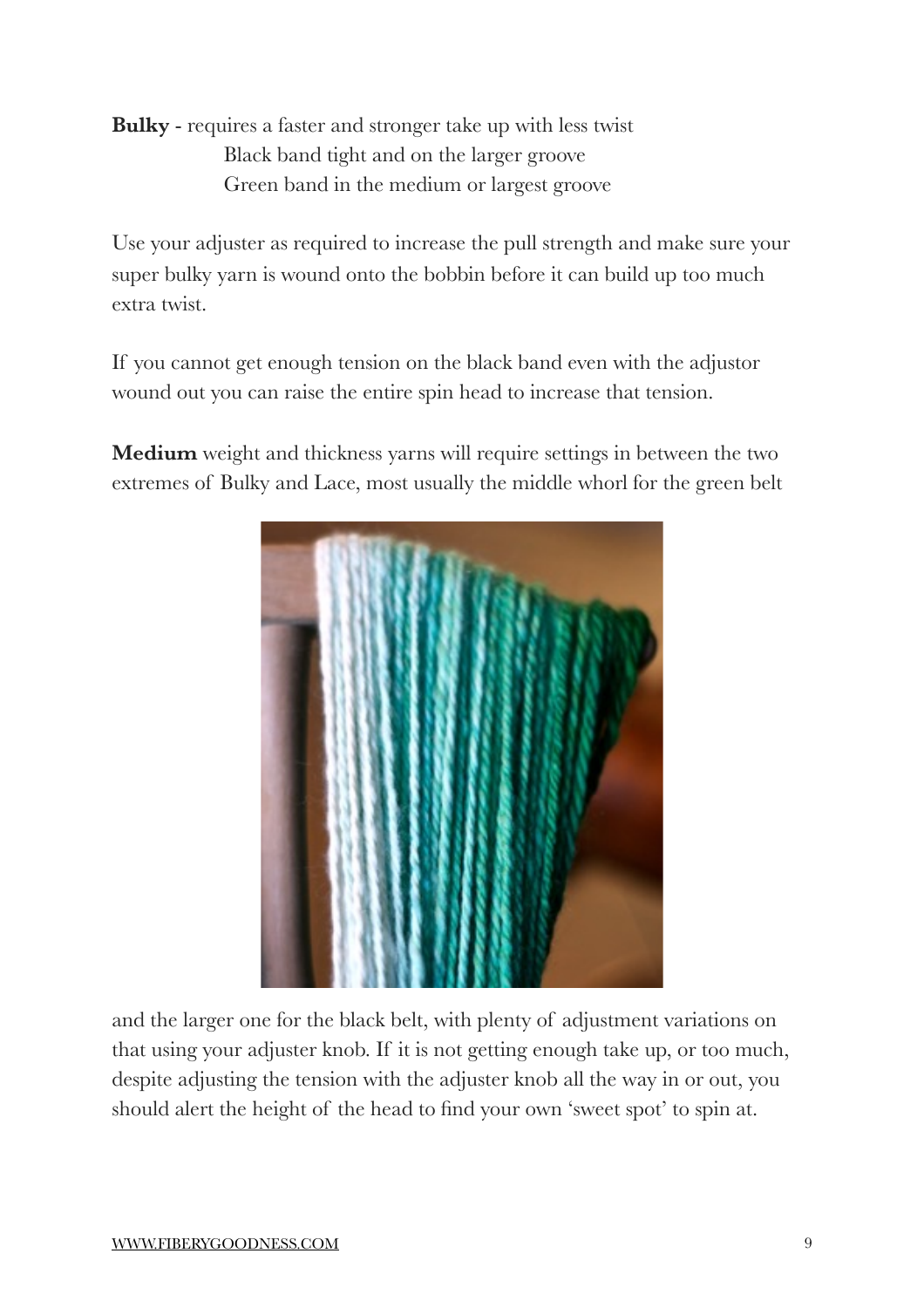**Bulky** - requires a faster and stronger take up with less twist
Black band tight and on the larger groove
Green band in the medium or largest groove

Use your adjuster as required to increase the pull strength and make sure your super bulky yarn is wound onto the bobbin before it can build up too much extra twist.

If you cannot get enough tension on the black band even with the adjustor wound out you can raise the entire spin head to increase that tension.

**Medium** weight and thickness yarns will require settings in between the two extremes of Bulky and Lace, most usually the middle whorl for the green belt and the larger one for the black belt, with plenty of adjustment variations on that using your adjuster knob. If it is not getting enough take up, or too much, despite adjusting the tension with the adjuster knob all the way in or out, you should alert the height of the head to find your own 'sweet spot' to spin at.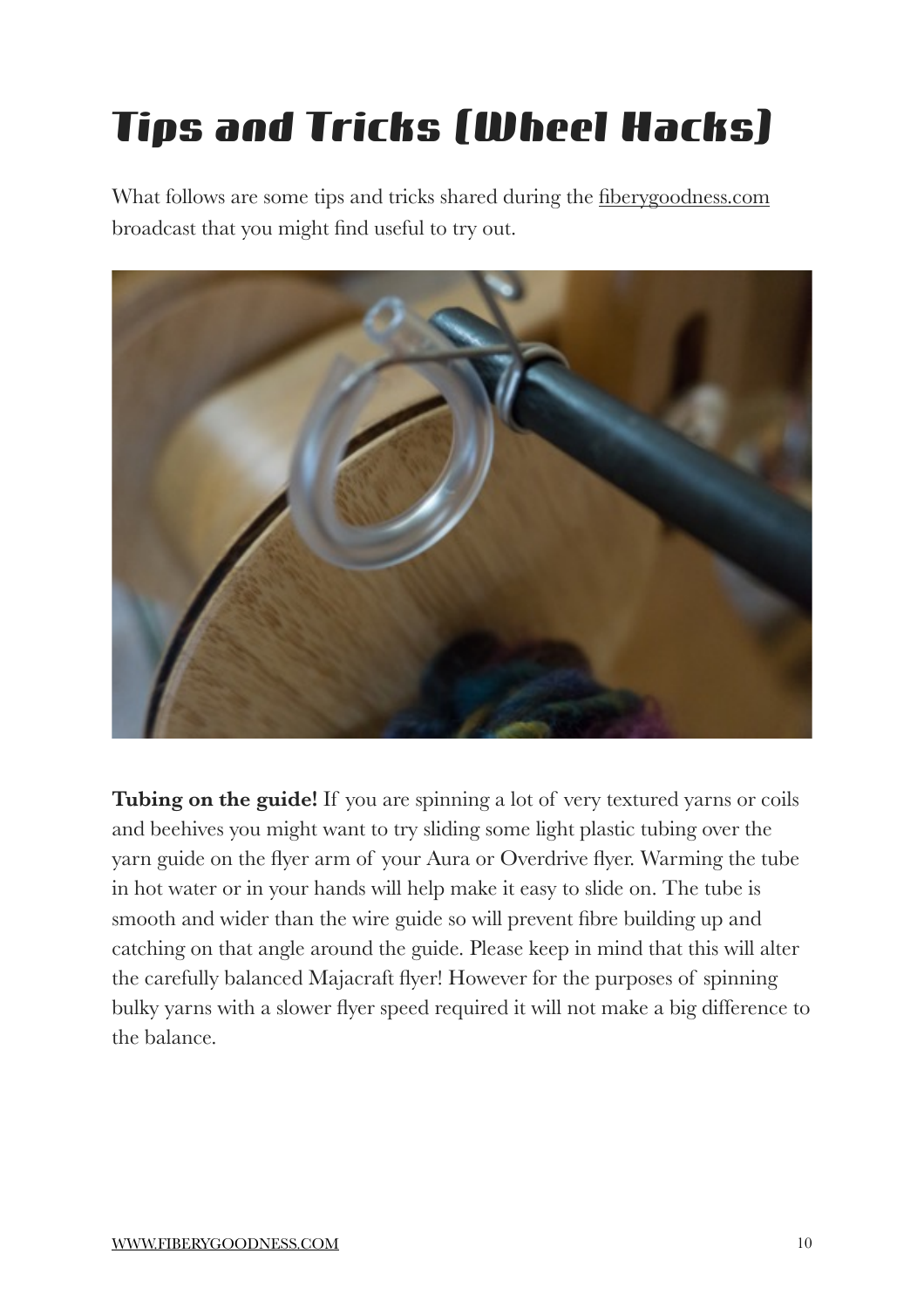# Tips and Tricks (Wheel Hacks)

What follows are some tips and tricks shared during the fiberygoodness.com broadcast that you might find useful to try out.

**Tubing on the guide!** If you are spinning a lot of very textured yarns or coils and beehives you might want to try sliding some light plastic tubing over the yarn guide on the flyer arm of your Aura or Overdrive flyer. Warming the tube in hot water or in your hands will help make it easy to slide on. The tube is smooth and wider than the wire guide so will prevent fibre building up and catching on that angle around the guide. Please keep in mind that this will alter the carefully balanced Majacraft flyer! However for the purposes of spinning bulky yarns with a slower flyer speed required it will not make a big difference to the balance.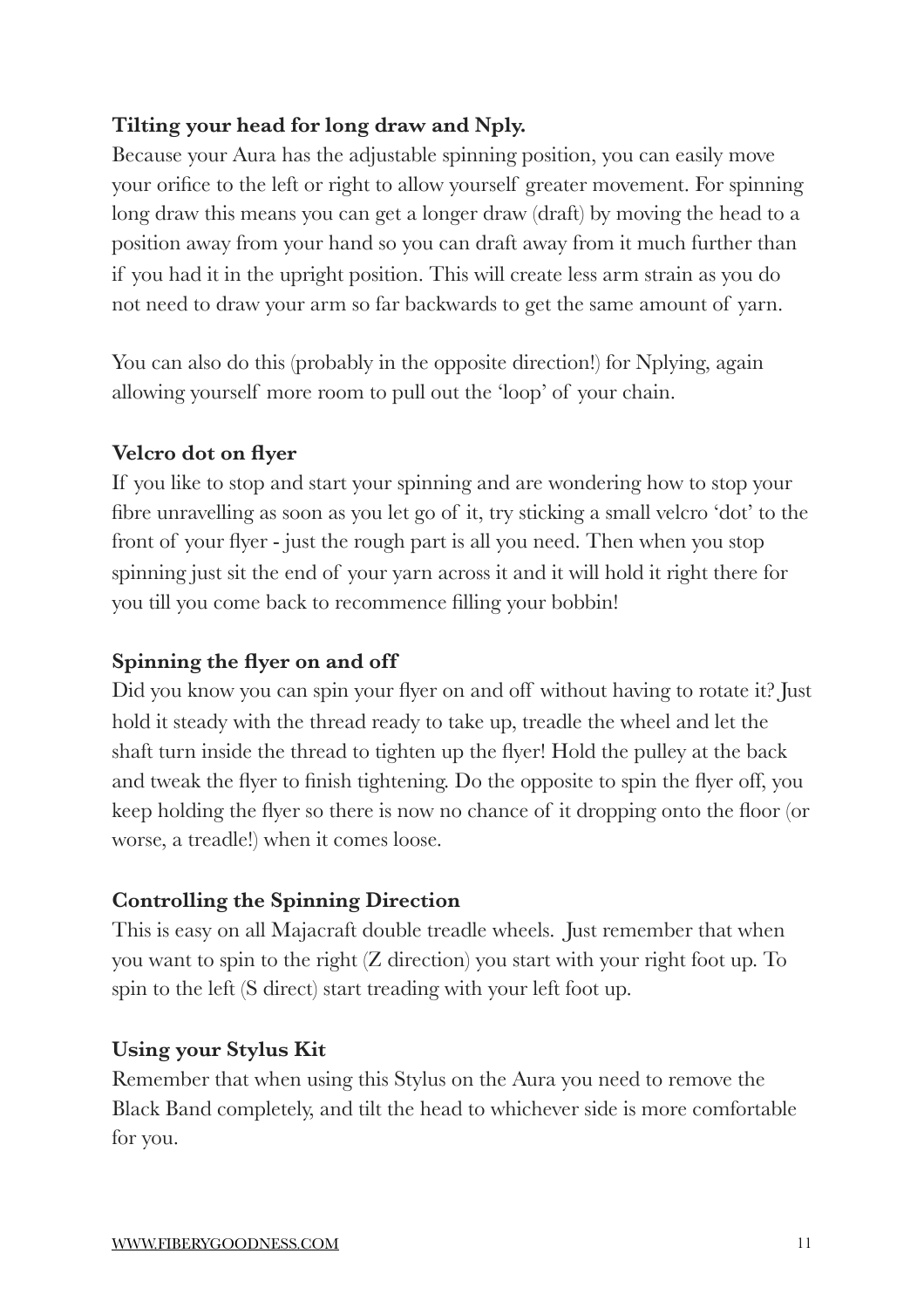**Tilting your head for long draw and Nply.**

Because your Aura has the adjustable spinning position, you can easily move your orifice to the left or right to allow yourself greater movement. For spinning long draw this means you can get a longer draw (draft) by moving the head to a position away from your hand so you can draft away from it much further than if you had it in the upright position. This will create less arm strain as you do not need to draw your arm so far backwards to get the same amount of yarn.

You can also do this (probably in the opposite direction!) for Nplying, again allowing yourself more room to pull out the 'loop' of your chain.

**Velcro dot on flyer**

If you like to stop and start your spinning and are wondering how to stop your fibre unravelling as soon as you let go of it, try sticking a small velcro 'dot' to the front of your flyer - just the rough part is all you need. Then when you stop spinning just sit the end of your yarn across it and it will hold it right there for you till you come back to recommence filling your bobbin!

**Spinning the flyer on and off**

Did you know you can spin your flyer on and off without having to rotate it? Just hold it steady with the thread ready to take up, treadle the wheel and let the shaft turn inside the thread to tighten up the flyer! Hold the pulley at the back and tweak the flyer to finish tightening. Do the opposite to spin the flyer off, you keep holding the flyer so there is now no chance of it dropping onto the floor (or worse, a treadle!) when it comes loose.

**Controlling the Spinning Direction**

This is easy on all Majacraft double treadle wheels. Just remember that when you want to spin to the right (Z direction) you start with your right foot up. To spin to the left (S direct) start treading with your left foot up.

**Using your Stylus Kit**

Remember that when using this Stylus on the Aura you need to remove the Black Band completely, and tilt the head to whichever side is more comfortable for you.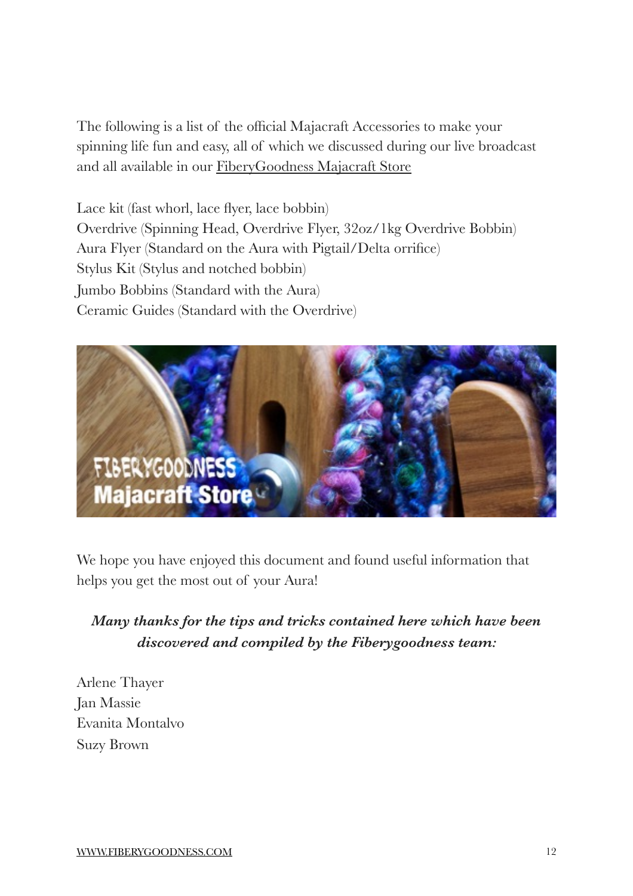The following is a list of the official Majacraft Accessories to make your spinning life fun and easy, all of which we discussed during our live broadcast and all available in our FiberyGoodness Majacraft Store

Lace kit (fast whorl, lace flyer, lace bobbin)
Overdrive (Spinning Head, Overdrive Flyer, 32oz/1kg Overdrive Bobbin)
Aura Flyer (Standard on the Aura with Pigtail/Delta orrifice)
Stylus Kit (Stylus and notched bobbin)
Jumbo Bobbins (Standard with the Aura)
Ceramic Guides (Standard with the Overdrive)

We hope you have enjoyed this document and found useful information that helps you get the most out of your Aura!

***Many thanks for the tips and tricks contained here which have been discovered and compiled by the Fiberygoodness team:***

Arlene Thayer
Jan Massie
Evanita Montalvo
Suzy Brown